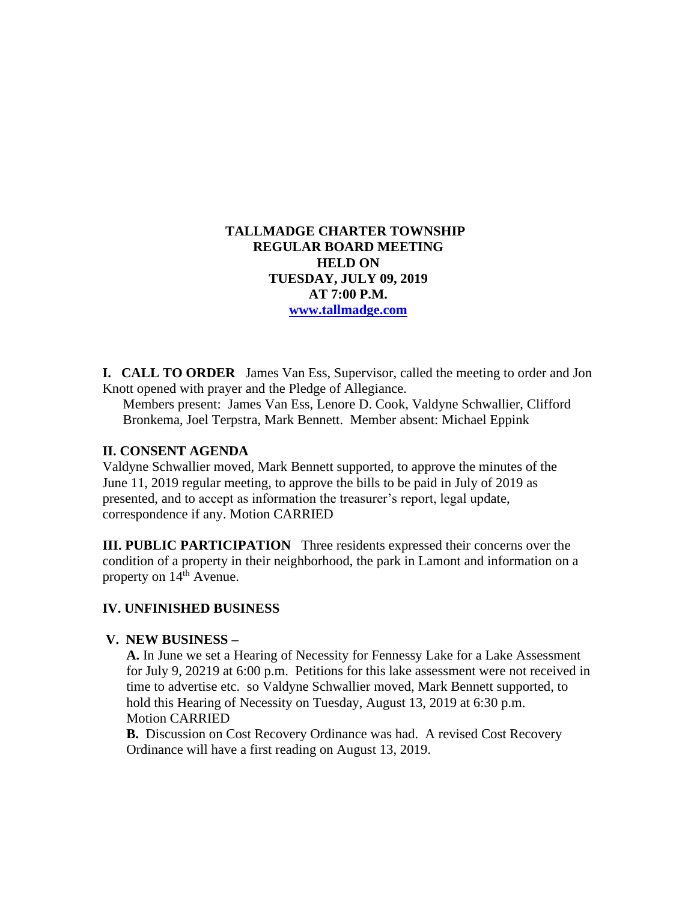**TALLMADGE CHARTER TOWNSHIP**
**REGULAR BOARD MEETING**
**HELD ON**
**TUESDAY, JULY 09, 2019**
**AT 7:00 P.M.**
**[www.tallmadge.com](http://www.tallmadge.com)**

**I. CALL TO ORDER** James Van Ess, Supervisor, called the meeting to order and Jon Knott opened with prayer and the Pledge of Allegiance.

Members present: James Van Ess, Lenore D. Cook, Valdyne Schwallier, Clifford Bronkema, Joel Terpstra, Mark Bennett. Member absent: Michael Eppink

**II. CONSENT AGENDA**

Valdyne Schwallier moved, Mark Bennett supported, to approve the minutes of the June 11, 2019 regular meeting, to approve the bills to be paid in July of 2019 as presented, and to accept as information the treasurer's report, legal update, correspondence if any. Motion CARRIED

**III. PUBLIC PARTICIPATION** Three residents expressed their concerns over the condition of a property in their neighborhood, the park in Lamont and information on a property on 14th Avenue.

**IV. UNFINISHED BUSINESS**

**V. NEW BUSINESS –**

**A.** In June we set a Hearing of Necessity for Fennessy Lake for a Lake Assessment for July 9, 20219 at 6:00 p.m. Petitions for this lake assessment were not received in time to advertise etc. so Valdyne Schwallier moved, Mark Bennett supported, to hold this Hearing of Necessity on Tuesday, August 13, 2019 at 6:30 p.m. Motion CARRIED

**B.** Discussion on Cost Recovery Ordinance was had. A revised Cost Recovery Ordinance will have a first reading on August 13, 2019.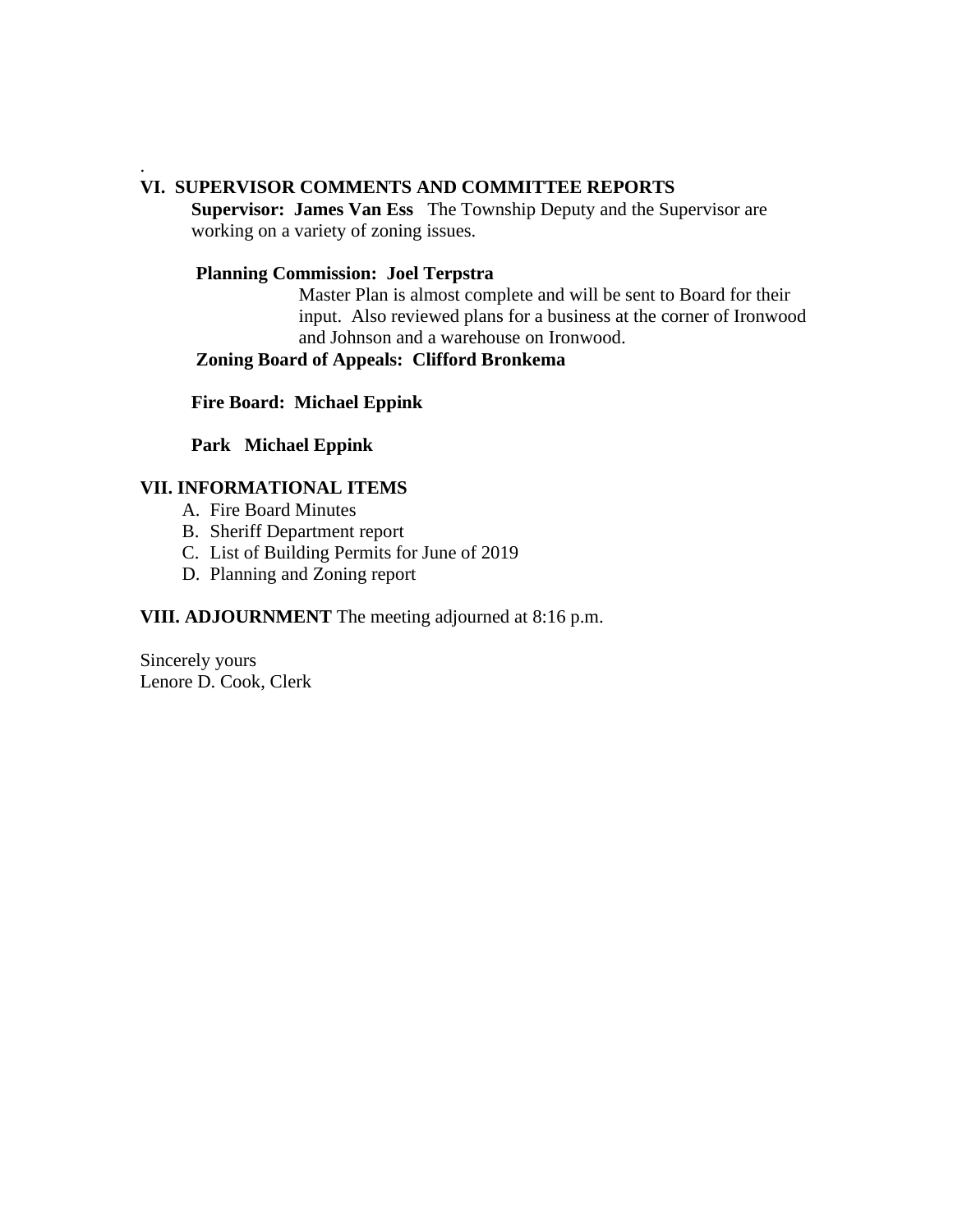.

**VI. SUPERVISOR COMMENTS AND COMMITTEE REPORTS**

**Supervisor: James Van Ess** The Township Deputy and the Supervisor are working on a variety of zoning issues.

**Planning Commission: Joel Terpstra**

Master Plan is almost complete and will be sent to Board for their input. Also reviewed plans for a business at the corner of Ironwood and Johnson and a warehouse on Ironwood.

**Zoning Board of Appeals: Clifford Bronkema**

**Fire Board: Michael Eppink**

**Park Michael Eppink**

**VII. INFORMATIONAL ITEMS**

A. Fire Board Minutes
B. Sheriff Department report
C. List of Building Permits for June of 2019
D. Planning and Zoning report

**VIII. ADJOURNMENT** The meeting adjourned at 8:16 p.m.

Sincerely yours
Lenore D. Cook, Clerk